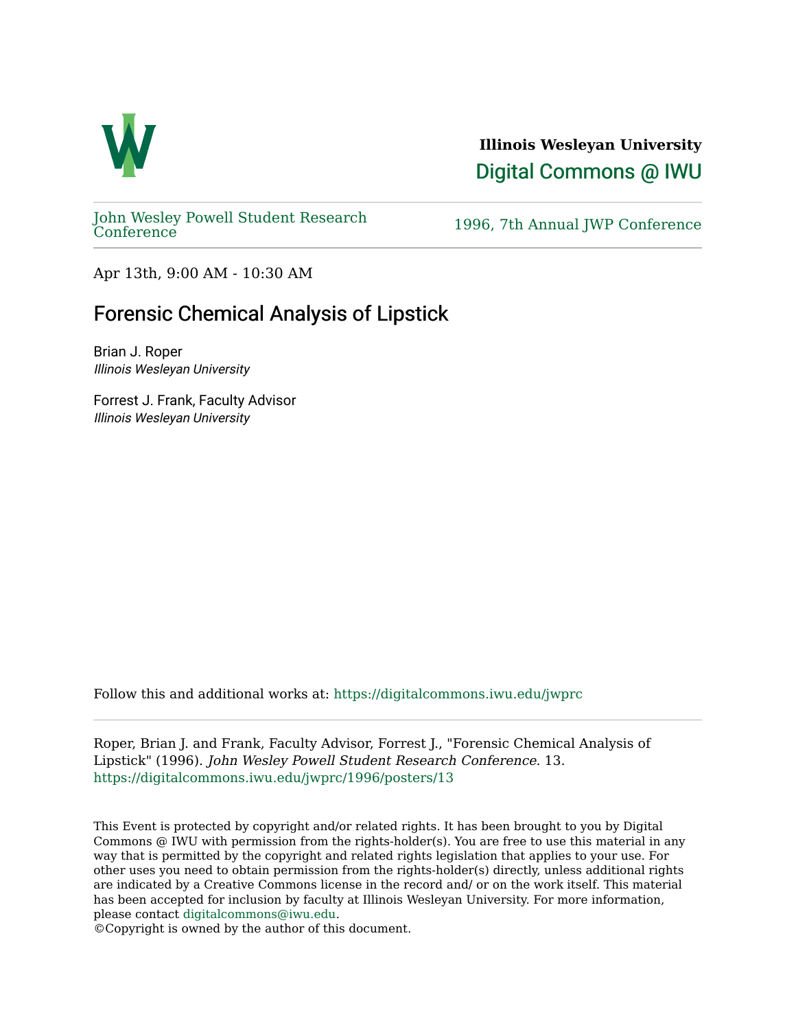**Illinois Wesleyan University**

Digital Commons @ IWU

John Wesley Powell Student Research Conference

1996, 7th Annual JWP Conference

Apr 13th, 9:00 AM - 10:30 AM

# Forensic Chemical Analysis of Lipstick

Brian J. Roper
*Illinois Wesleyan University*

Forrest J. Frank, Faculty Advisor
*Illinois Wesleyan University*

Follow this and additional works at: https://digitalcommons.iwu.edu/jwprc

Roper, Brian J. and Frank, Faculty Advisor, Forrest J., "Forensic Chemical Analysis of Lipstick" (1996). *John Wesley Powell Student Research Conference*. 13.
https://digitalcommons.iwu.edu/jwprc/1996/posters/13

This Event is protected by copyright and/or related rights. It has been brought to you by Digital Commons @ IWU with permission from the rights-holder(s). You are free to use this material in any way that is permitted by the copyright and related rights legislation that applies to your use. For other uses you need to obtain permission from the rights-holder(s) directly, unless additional rights are indicated by a Creative Commons license in the record and/ or on the work itself. This material has been accepted for inclusion by faculty at Illinois Wesleyan University. For more information, please contact digitalcommons@iwu.edu.
©Copyright is owned by the author of this document.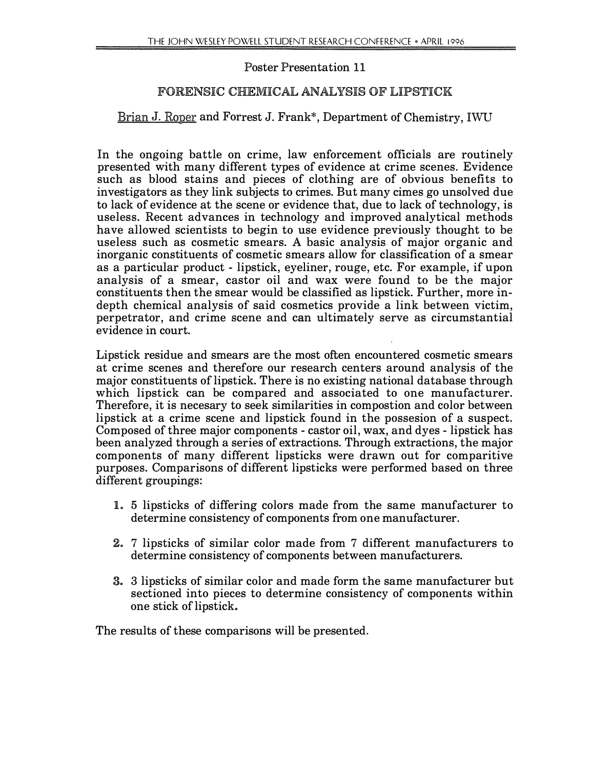Poster Presentation 11

## FORENSIC CHEMICAL ANALYSIS OF LIPSTICK

Brian J. Roper and Forrest J. Frank*, Department of Chemistry, IWU

In the ongoing battle on crime, law enforcement officials are routinely presented with many different types of evidence at crime scenes. Evidence such as blood stains and pieces of clothing are of obvious benefits to investigators as they link subjects to crimes. But many cimes go unsolved due to lack of evidence at the scene or evidence that, due to lack of technology, is useless. Recent advances in technology and improved analytical methods have allowed scientists to begin to use evidence previously thought to be useless such as cosmetic smears. A basic analysis of major organic and inorganic constituents of cosmetic smears allow for classification of a smear as a particular product - lipstick, eyeliner, rouge, etc. For example, if upon analysis of a smear, castor oil and wax were found to be the major constituents then the smear would be classified as lipstick. Further, more in-depth chemical analysis of said cosmetics provide a link between victim, perpetrator, and crime scene and can ultimately serve as circumstantial evidence in court.

Lipstick residue and smears are the most often encountered cosmetic smears at crime scenes and therefore our research centers around analysis of the major constituents of lipstick. There is no existing national database through which lipstick can be compared and associated to one manufacturer. Therefore, it is necesary to seek similarities in compostion and color between lipstick at a crime scene and lipstick found in the possesion of a suspect. Composed of three major components - castor oil, wax, and dyes - lipstick has been analyzed through a series of extractions. Through extractions, the major components of many different lipsticks were drawn out for comparitive purposes. Comparisons of different lipsticks were performed based on three different groupings:

1. 5 lipsticks of differing colors made from the same manufacturer to determine consistency of components from one manufacturer.

2. 7 lipsticks of similar color made from 7 different manufacturers to determine consistency of components between manufacturers.

3. 3 lipsticks of similar color and made form the same manufacturer but sectioned into pieces to determine consistency of components within one stick of lipstick.

The results of these comparisons will be presented.